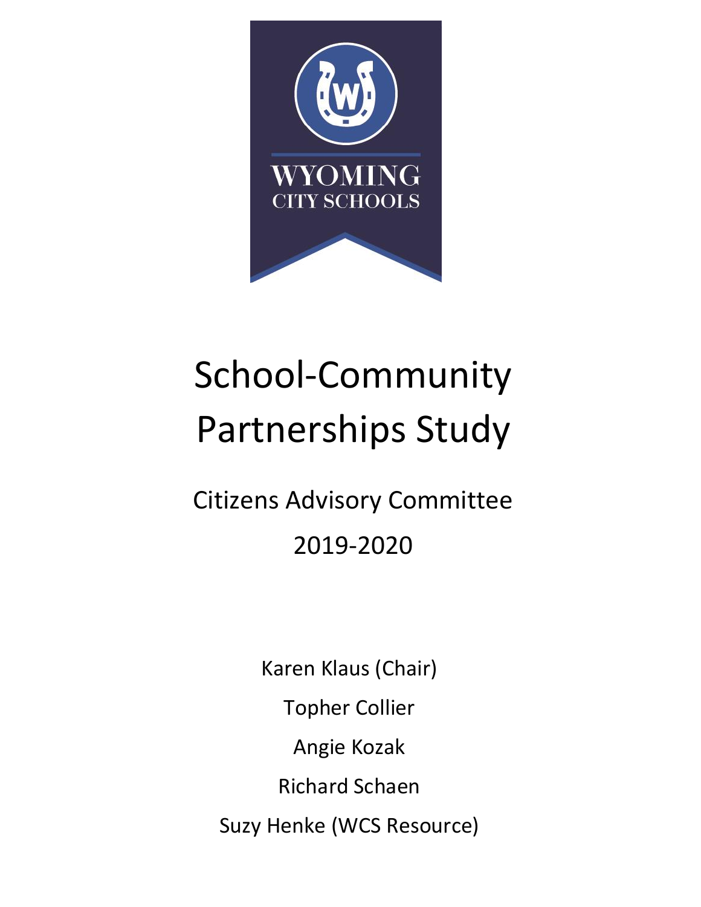WYOMING
CITY SCHOOLS

# School-Community Partnerships Study

## Citizens Advisory Committee

## 2019-2020

Karen Klaus (Chair)

Topher Collier

Angie Kozak

Richard Schaen

Suzy Henke (WCS Resource)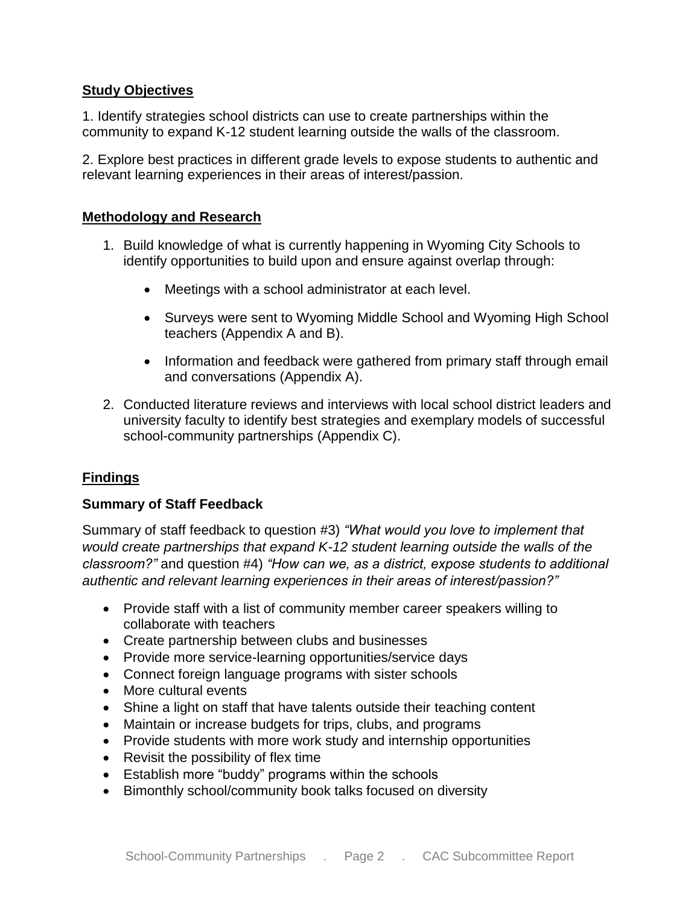## Study Objectives

1. Identify strategies school districts can use to create partnerships within the community to expand K-12 student learning outside the walls of the classroom.

2. Explore best practices in different grade levels to expose students to authentic and relevant learning experiences in their areas of interest/passion.

## Methodology and Research

1. Build knowledge of what is currently happening in Wyoming City Schools to identify opportunities to build upon and ensure against overlap through:
   - Meetings with a school administrator at each level.
   - Surveys were sent to Wyoming Middle School and Wyoming High School teachers (Appendix A and B).
   - Information and feedback were gathered from primary staff through email and conversations (Appendix A).
2. Conducted literature reviews and interviews with local school district leaders and university faculty to identify best strategies and exemplary models of successful school-community partnerships (Appendix C).

## Findings

### Summary of Staff Feedback

Summary of staff feedback to question #3) *"What would you love to implement that would create partnerships that expand K-12 student learning outside the walls of the classroom?"* and question #4) *"How can we, as a district, expose students to additional authentic and relevant learning experiences in their areas of interest/passion?"*

- Provide staff with a list of community member career speakers willing to collaborate with teachers
- Create partnership between clubs and businesses
- Provide more service-learning opportunities/service days
- Connect foreign language programs with sister schools
- More cultural events
- Shine a light on staff that have talents outside their teaching content
- Maintain or increase budgets for trips, clubs, and programs
- Provide students with more work study and internship opportunities
- Revisit the possibility of flex time
- Establish more "buddy" programs within the schools
- Bimonthly school/community book talks focused on diversity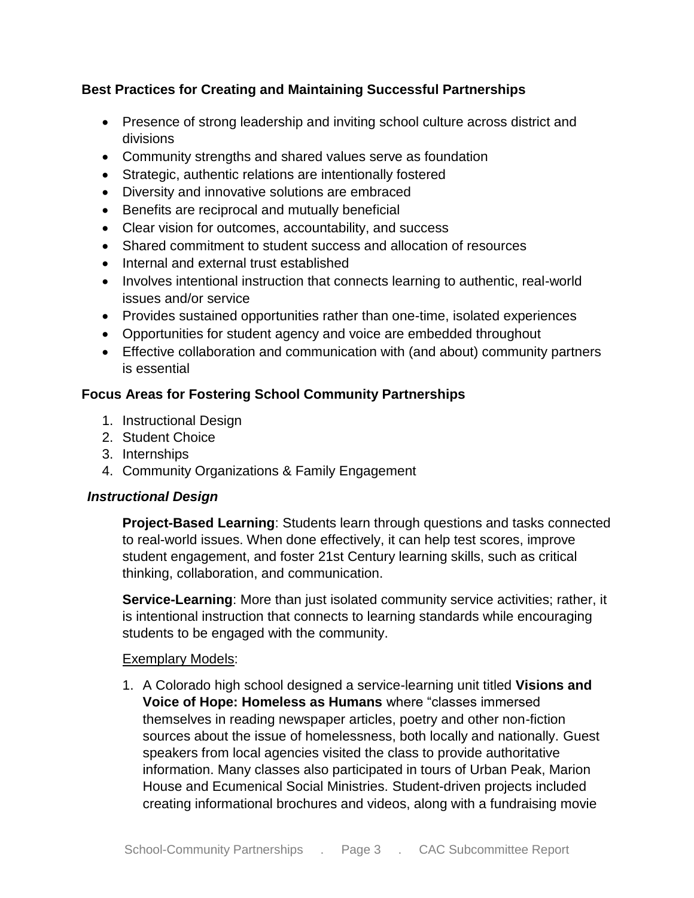**Best Practices for Creating and Maintaining Successful Partnerships**

- Presence of strong leadership and inviting school culture across district and divisions
- Community strengths and shared values serve as foundation
- Strategic, authentic relations are intentionally fostered
- Diversity and innovative solutions are embraced
- Benefits are reciprocal and mutually beneficial
- Clear vision for outcomes, accountability, and success
- Shared commitment to student success and allocation of resources
- Internal and external trust established
- Involves intentional instruction that connects learning to authentic, real-world issues and/or service
- Provides sustained opportunities rather than one-time, isolated experiences
- Opportunities for student agency and voice are embedded throughout
- Effective collaboration and communication with (and about) community partners is essential

**Focus Areas for Fostering School Community Partnerships**

1. Instructional Design
2. Student Choice
3. Internships
4. Community Organizations & Family Engagement

***Instructional Design***

**Project-Based Learning**: Students learn through questions and tasks connected to real-world issues. When done effectively, it can help test scores, improve student engagement, and foster 21st Century learning skills, such as critical thinking, collaboration, and communication.

**Service-Learning**: More than just isolated community service activities; rather, it is intentional instruction that connects to learning standards while encouraging students to be engaged with the community.

Exemplary Models:

1. A Colorado high school designed a service-learning unit titled **Visions and Voice of Hope: Homeless as Humans** where "classes immersed themselves in reading newspaper articles, poetry and other non-fiction sources about the issue of homelessness, both locally and nationally. Guest speakers from local agencies visited the class to provide authoritative information. Many classes also participated in tours of Urban Peak, Marion House and Ecumenical Social Ministries. Student-driven projects included creating informational brochures and videos, along with a fundraising movie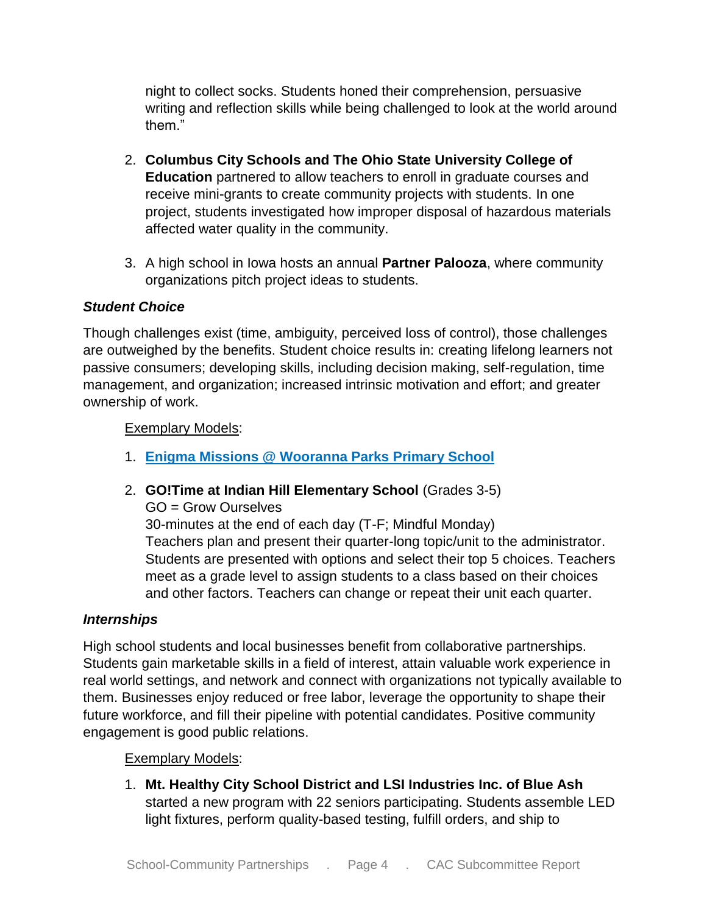night to collect socks. Students honed their comprehension, persuasive writing and reflection skills while being challenged to look at the world around them."

2. **Columbus City Schools and The Ohio State University College of Education** partnered to allow teachers to enroll in graduate courses and receive mini-grants to create community projects with students. In one project, students investigated how improper disposal of hazardous materials affected water quality in the community.

3. A high school in Iowa hosts an annual **Partner Palooza**, where community organizations pitch project ideas to students.

### *Student Choice*

Though challenges exist (time, ambiguity, perceived loss of control), those challenges are outweighed by the benefits. Student choice results in: creating lifelong learners not passive consumers; developing skills, including decision making, self-regulation, time management, and organization; increased intrinsic motivation and effort; and greater ownership of work.

Exemplary Models:

1. **Enigma Missions @ Wooranna Parks Primary School**

2. **GO!Time at Indian Hill Elementary School** (Grades 3-5)
   GO = Grow Ourselves
   30-minutes at the end of each day (T-F; Mindful Monday)
   Teachers plan and present their quarter-long topic/unit to the administrator. Students are presented with options and select their top 5 choices. Teachers meet as a grade level to assign students to a class based on their choices and other factors. Teachers can change or repeat their unit each quarter.

### *Internships*

High school students and local businesses benefit from collaborative partnerships. Students gain marketable skills in a field of interest, attain valuable work experience in real world settings, and network and connect with organizations not typically available to them. Businesses enjoy reduced or free labor, leverage the opportunity to shape their future workforce, and fill their pipeline with potential candidates. Positive community engagement is good public relations.

Exemplary Models:

1. **Mt. Healthy City School District and LSI Industries Inc. of Blue Ash** started a new program with 22 seniors participating. Students assemble LED light fixtures, perform quality-based testing, fulfill orders, and ship to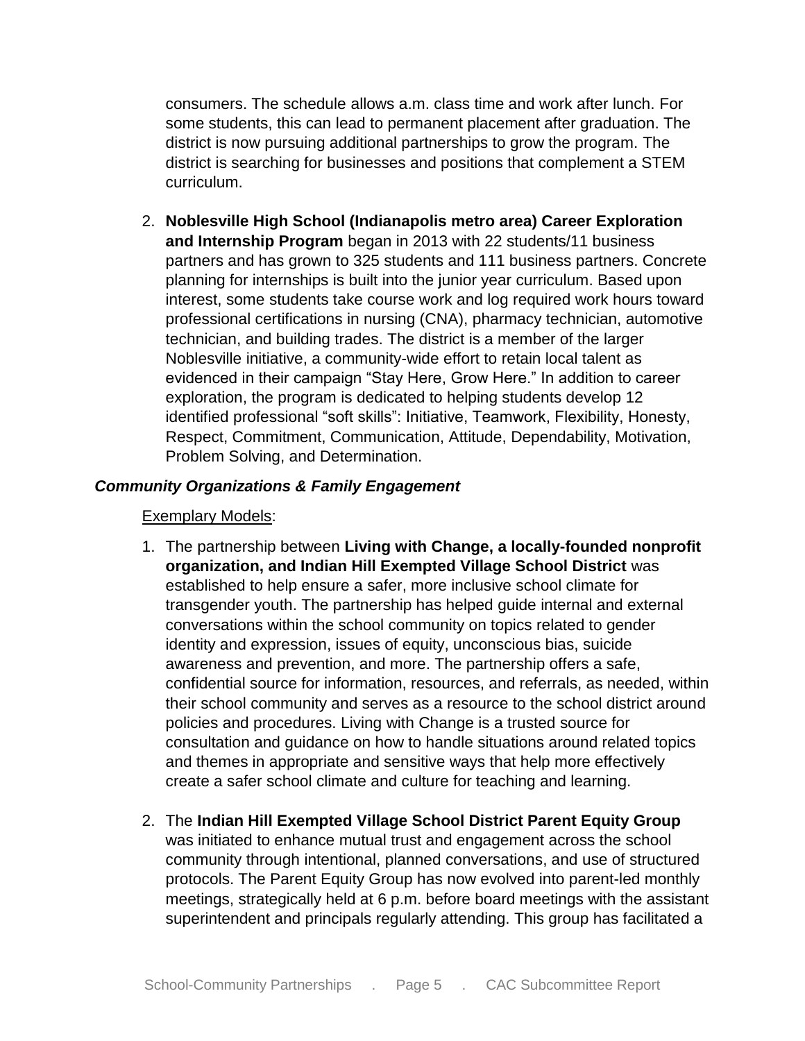consumers. The schedule allows a.m. class time and work after lunch. For some students, this can lead to permanent placement after graduation. The district is now pursuing additional partnerships to grow the program. The district is searching for businesses and positions that complement a STEM curriculum.

2. **Noblesville High School (Indianapolis metro area) Career Exploration and Internship Program** began in 2013 with 22 students/11 business partners and has grown to 325 students and 111 business partners. Concrete planning for internships is built into the junior year curriculum. Based upon interest, some students take course work and log required work hours toward professional certifications in nursing (CNA), pharmacy technician, automotive technician, and building trades. The district is a member of the larger Noblesville initiative, a community-wide effort to retain local talent as evidenced in their campaign "Stay Here, Grow Here." In addition to career exploration, the program is dedicated to helping students develop 12 identified professional "soft skills": Initiative, Teamwork, Flexibility, Honesty, Respect, Commitment, Communication, Attitude, Dependability, Motivation, Problem Solving, and Determination.

***Community Organizations & Family Engagement***

<u>Exemplary Models</u>:

1. The partnership between **Living with Change, a locally-founded nonprofit organization, and Indian Hill Exempted Village School District** was established to help ensure a safer, more inclusive school climate for transgender youth. The partnership has helped guide internal and external conversations within the school community on topics related to gender identity and expression, issues of equity, unconscious bias, suicide awareness and prevention, and more. The partnership offers a safe, confidential source for information, resources, and referrals, as needed, within their school community and serves as a resource to the school district around policies and procedures. Living with Change is a trusted source for consultation and guidance on how to handle situations around related topics and themes in appropriate and sensitive ways that help more effectively create a safer school climate and culture for teaching and learning.

2. The **Indian Hill Exempted Village School District Parent Equity Group** was initiated to enhance mutual trust and engagement across the school community through intentional, planned conversations, and use of structured protocols. The Parent Equity Group has now evolved into parent-led monthly meetings, strategically held at 6 p.m. before board meetings with the assistant superintendent and principals regularly attending. This group has facilitated a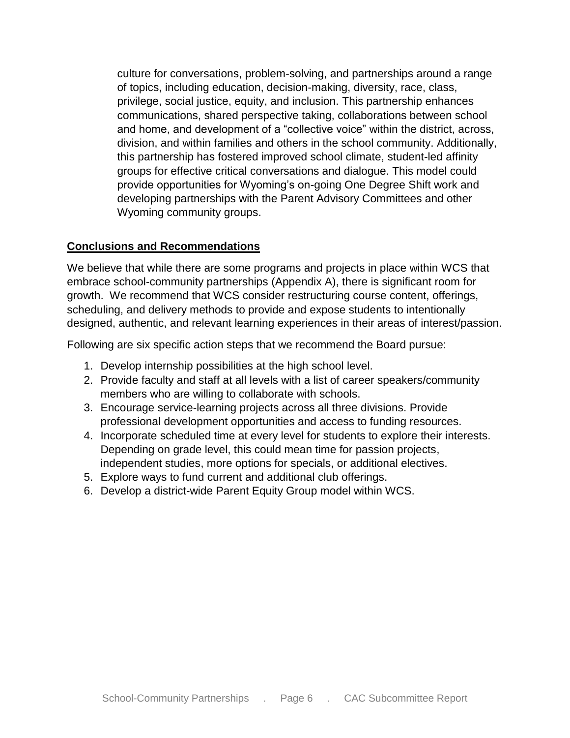culture for conversations, problem-solving, and partnerships around a range of topics, including education, decision-making, diversity, race, class, privilege, social justice, equity, and inclusion. This partnership enhances communications, shared perspective taking, collaborations between school and home, and development of a "collective voice" within the district, across, division, and within families and others in the school community. Additionally, this partnership has fostered improved school climate, student-led affinity groups for effective critical conversations and dialogue. This model could provide opportunities for Wyoming's on-going One Degree Shift work and developing partnerships with the Parent Advisory Committees and other Wyoming community groups.

## Conclusions and Recommendations

We believe that while there are some programs and projects in place within WCS that embrace school-community partnerships (Appendix A), there is significant room for growth. We recommend that WCS consider restructuring course content, offerings, scheduling, and delivery methods to provide and expose students to intentionally designed, authentic, and relevant learning experiences in their areas of interest/passion.

Following are six specific action steps that we recommend the Board pursue:

1. Develop internship possibilities at the high school level.
2. Provide faculty and staff at all levels with a list of career speakers/community members who are willing to collaborate with schools.
3. Encourage service-learning projects across all three divisions. Provide professional development opportunities and access to funding resources.
4. Incorporate scheduled time at every level for students to explore their interests. Depending on grade level, this could mean time for passion projects, independent studies, more options for specials, or additional electives.
5. Explore ways to fund current and additional club offerings.
6. Develop a district-wide Parent Equity Group model within WCS.